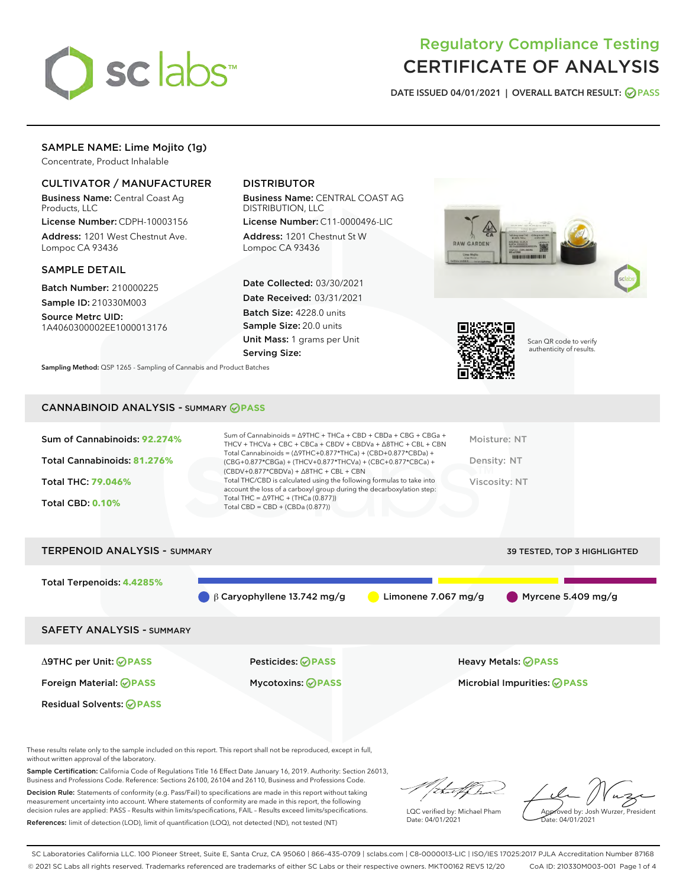# Regulatory Compliance Testing
# CERTIFICATE OF ANALYSIS

DATE ISSUED 04/01/2021 | OVERALL BATCH RESULT: PASS

## SAMPLE NAME: Lime Mojito (1g)

Concentrate, Product Inhalable

### CULTIVATOR / MANUFACTURER

**Business Name:** Central Coast Ag Products, LLC

**License Number:** CDPH-10003156

**Address:** 1201 West Chestnut Ave. Lompoc CA 93436

### DISTRIBUTOR

**Business Name:** CENTRAL COAST AG DISTRIBUTION, LLC

**License Number:** C11-0000496-LIC

**Address:** 1201 Chestnut St W Lompoc CA 93436

### SAMPLE DETAIL

**Batch Number:** 210000225

**Sample ID:** 210330M003

**Source Metrc UID:** 1A4060300002EE1000013176

**Date Collected:** 03/30/2021

**Date Received:** 03/31/2021

**Batch Size:** 4228.0 units

**Sample Size:** 20.0 units

**Unit Mass:** 1 grams per Unit

**Serving Size:**

**Sampling Method:** QSP 1265 - Sampling of Cannabis and Product Batches

Scan QR code to verify authenticity of results.

## CANNABINOID ANALYSIS - SUMMARY PASS

Sum of Cannabinoids: **92.274%**

Total Cannabinoids: **81.276%**

Total THC: **79.046%**

Total CBD: **0.10%**

Sum of Cannabinoids = Δ9THC + THCa + CBD + CBDa + CBG + CBGa + THCV + THCVa + CBC + CBCa + CBDV + CBDVa + Δ8THC + CBL + CBN

Total Cannabinoids = (Δ9THC+0.877*THCa) + (CBD+0.877*CBDa) + (CBG+0.877*CBGa) + (THCV+0.877*THCVa) + (CBC+0.877*CBCa) + (CBDV+0.877*CBDVa) + Δ8THC + CBL + CBN

Total THC/CBD is calculated using the following formulas to take into account the loss of a carboxyl group during the decarboxylation step:
Total THC = Δ9THC + (THCa (0.877))
Total CBD = CBD + (CBDa (0.877))

Moisture: NT

Density: NT

Viscosity: NT

## TERPENOID ANALYSIS - SUMMARY

39 TESTED, TOP 3 HIGHLIGHTED

Total Terpenoids: **4.4285%**

β Caryophyllene 13.742 mg/g | Limonene 7.067 mg/g | Myrcene 5.409 mg/g

## SAFETY ANALYSIS - SUMMARY

Δ9THC per Unit: PASS

Pesticides: PASS

Heavy Metals: PASS

Foreign Material: PASS

Mycotoxins: PASS

Microbial Impurities: PASS

Residual Solvents: PASS

These results relate only to the sample included on this report. This report shall not be reproduced, except in full, without written approval of the laboratory.

**Sample Certification:** California Code of Regulations Title 16 Effect Date January 16, 2019. Authority: Section 26013, Business and Professions Code. Reference: Sections 26100, 26104 and 26110, Business and Professions Code.

**Decision Rule:** Statements of conformity (e.g. Pass/Fail) to specifications are made in this report without taking measurement uncertainty into account. Where statements of conformity are made in this report, the following decision rules are applied: PASS - Results within limits/specifications, FAIL - Results exceed limits/specifications.

**References:** limit of detection (LOD), limit of quantification (LOQ), not detected (ND), not tested (NT)

LQC verified by: Michael Pham
Date: 04/01/2021

Approved by: Josh Wurzer, President
Date: 04/01/2021

SC Laboratories California LLC. 100 Pioneer Street, Suite E, Santa Cruz, CA 95060 | 866-435-0709 | sclabs.com | C8-0000013-LIC | ISO/IES 17025:2017 PJLA Accreditation Number 87168
© 2021 SC Labs all rights reserved. Trademarks referenced are trademarks of either SC Labs or their respective owners. MKT00162 REV5 12/20 CoA ID: 210330M003-001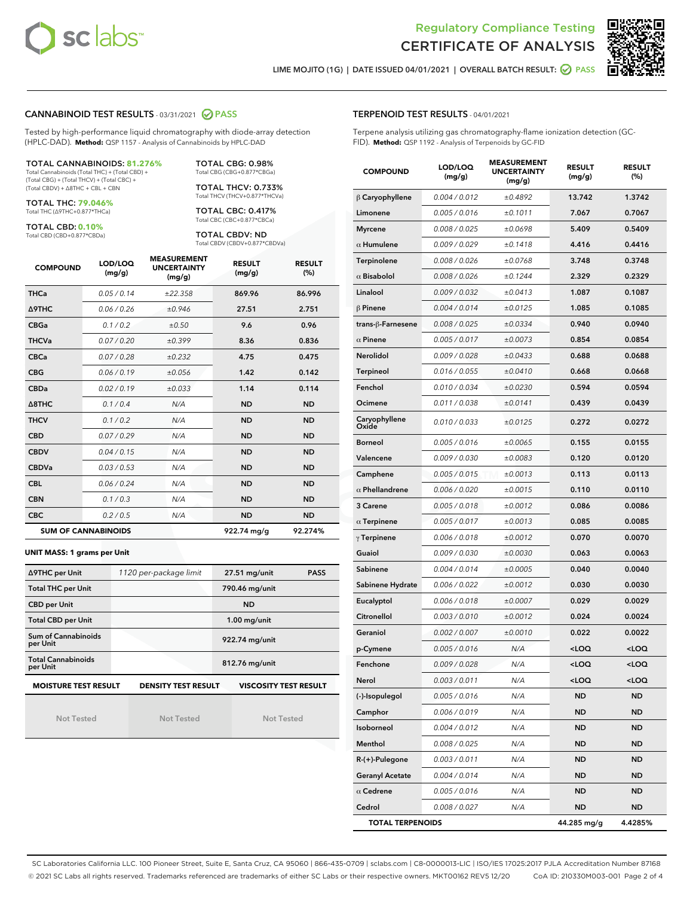Regulatory Compliance Testing
# CERTIFICATE OF ANALYSIS

LIME MOJITO (1G) | DATE ISSUED 04/01/2021 | OVERALL BATCH RESULT: PASS

## CANNABINOID TEST RESULTS - 03/31/2021 PASS

Tested by high-performance liquid chromatography with diode-array detection (HPLC-DAD). **Method:** QSP 1157 - Analysis of Cannabinoids by HPLC-DAD

**TOTAL CANNABINOIDS: 81.276%**
Total Cannabinoids (Total THC) + (Total CBD) + (Total CBG) + (Total THCV) + (Total CBC) + (Total CBDV) + Δ8THC + CBL + CBN

**TOTAL THC: 79.046%**
Total THC (Δ9THC+0.877*THCa)

**TOTAL CBD: 0.10%**
Total CBD (CBD+0.877*CBDa)

**TOTAL CBG: 0.98%**
Total CBG (CBG+0.877*CBGa)

**TOTAL THCV: 0.733%**
Total THCV (THCV+0.877*THCVa)

**TOTAL CBC: 0.417%**
Total CBC (CBC+0.877*CBCa)

**TOTAL CBDV: ND**
Total CBDV (CBDV+0.877*CBDVa)

| COMPOUND | LOD/LOQ (mg/g) | MEASUREMENT UNCERTAINTY (mg/g) | RESULT (mg/g) | RESULT (%) |
|---|---|---|---|---|
| THCa | 0.05 / 0.14 | ±22.358 | 869.96 | 86.996 |
| Δ9THC | 0.06 / 0.26 | ±0.946 | 27.51 | 2.751 |
| CBGa | 0.1 / 0.2 | ±0.50 | 9.6 | 0.96 |
| THCVa | 0.07 / 0.20 | ±0.399 | 8.36 | 0.836 |
| CBCa | 0.07 / 0.28 | ±0.232 | 4.75 | 0.475 |
| CBG | 0.06 / 0.19 | ±0.056 | 1.42 | 0.142 |
| CBDa | 0.02 / 0.19 | ±0.033 | 1.14 | 0.114 |
| Δ8THC | 0.1 / 0.4 | N/A | ND | ND |
| THCV | 0.1 / 0.2 | N/A | ND | ND |
| CBD | 0.07 / 0.29 | N/A | ND | ND |
| CBDV | 0.04 / 0.15 | N/A | ND | ND |
| CBDVa | 0.03 / 0.53 | N/A | ND | ND |
| CBL | 0.06 / 0.24 | N/A | ND | ND |
| CBN | 0.1 / 0.3 | N/A | ND | ND |
| CBC | 0.2 / 0.5 | N/A | ND | ND |
| SUM OF CANNABINOIDS | | | 922.74 mg/g | 92.274% |

**UNIT MASS: 1 grams per Unit**

| | | | |
|---|---|---|---|
| Δ9THC per Unit | 1120 per-package limit | 27.51 mg/unit | PASS |
| Total THC per Unit | | 790.46 mg/unit | |
| CBD per Unit | | ND | |
| Total CBD per Unit | | 1.00 mg/unit | |
| Sum of Cannabinoids per Unit | | 922.74 mg/unit | |
| Total Cannabinoids per Unit | | 812.76 mg/unit | |

| MOISTURE TEST RESULT | DENSITY TEST RESULT | VISCOSITY TEST RESULT |
|---|---|---|
| Not Tested | Not Tested | Not Tested |

## TERPENOID TEST RESULTS - 04/01/2021

Terpene analysis utilizing gas chromatography-flame ionization detection (GC-FID). **Method:** QSP 1192 - Analysis of Terpenoids by GC-FID

| COMPOUND | LOD/LOQ (mg/g) | MEASUREMENT UNCERTAINTY (mg/g) | RESULT (mg/g) | RESULT (%) |
|---|---|---|---|---|
| β Caryophyllene | 0.004 / 0.012 | ±0.4892 | 13.742 | 1.3742 |
| Limonene | 0.005 / 0.016 | ±0.1011 | 7.067 | 0.7067 |
| Myrcene | 0.008 / 0.025 | ±0.0698 | 5.409 | 0.5409 |
| α Humulene | 0.009 / 0.029 | ±0.1418 | 4.416 | 0.4416 |
| Terpinolene | 0.008 / 0.026 | ±0.0768 | 3.748 | 0.3748 |
| α Bisabolol | 0.008 / 0.026 | ±0.1244 | 2.329 | 0.2329 |
| Linalool | 0.009 / 0.032 | ±0.0413 | 1.087 | 0.1087 |
| β Pinene | 0.004 / 0.014 | ±0.0125 | 1.085 | 0.1085 |
| trans-β-Farnesene | 0.008 / 0.025 | ±0.0334 | 0.940 | 0.0940 |
| α Pinene | 0.005 / 0.017 | ±0.0073 | 0.854 | 0.0854 |
| Nerolidol | 0.009 / 0.028 | ±0.0433 | 0.688 | 0.0688 |
| Terpineol | 0.016 / 0.055 | ±0.0410 | 0.668 | 0.0668 |
| Fenchol | 0.010 / 0.034 | ±0.0230 | 0.594 | 0.0594 |
| Ocimene | 0.011 / 0.038 | ±0.0141 | 0.439 | 0.0439 |
| Caryophyllene Oxide | 0.010 / 0.033 | ±0.0125 | 0.272 | 0.0272 |
| Borneol | 0.005 / 0.016 | ±0.0065 | 0.155 | 0.0155 |
| Valencene | 0.009 / 0.030 | ±0.0083 | 0.120 | 0.0120 |
| Camphene | 0.005 / 0.015 | ±0.0013 | 0.113 | 0.0113 |
| α Phellandrene | 0.006 / 0.020 | ±0.0015 | 0.110 | 0.0110 |
| 3 Carene | 0.005 / 0.018 | ±0.0012 | 0.086 | 0.0086 |
| α Terpinene | 0.005 / 0.017 | ±0.0013 | 0.085 | 0.0085 |
| γ Terpinene | 0.006 / 0.018 | ±0.0012 | 0.070 | 0.0070 |
| Guaiol | 0.009 / 0.030 | ±0.0030 | 0.063 | 0.0063 |
| Sabinene | 0.004 / 0.014 | ±0.0005 | 0.040 | 0.0040 |
| Sabinene Hydrate | 0.006 / 0.022 | ±0.0012 | 0.030 | 0.0030 |
| Eucalyptol | 0.006 / 0.018 | ±0.0007 | 0.029 | 0.0029 |
| Citronellol | 0.003 / 0.010 | ±0.0012 | 0.024 | 0.0024 |
| Geraniol | 0.002 / 0.007 | ±0.0010 | 0.022 | 0.0022 |
| p-Cymene | 0.005 / 0.016 | N/A | <LOQ | <LOQ |
| Fenchone | 0.009 / 0.028 | N/A | <LOQ | <LOQ |
| Nerol | 0.003 / 0.011 | N/A | <LOQ | <LOQ |
| (-)-Isopulegol | 0.005 / 0.016 | N/A | ND | ND |
| Camphor | 0.006 / 0.019 | N/A | ND | ND |
| Isoborneol | 0.004 / 0.012 | N/A | ND | ND |
| Menthol | 0.008 / 0.025 | N/A | ND | ND |
| R-(+)-Pulegone | 0.003 / 0.011 | N/A | ND | ND |
| Geranyl Acetate | 0.004 / 0.014 | N/A | ND | ND |
| α Cedrene | 0.005 / 0.016 | N/A | ND | ND |
| Cedrol | 0.008 / 0.027 | N/A | ND | ND |
| TOTAL TERPENOIDS | | | 44.285 mg/g | 4.4285% |

SC Laboratories California LLC. 100 Pioneer Street, Suite E, Santa Cruz, CA 95060 | 866-435-0709 | sclabs.com | C8-0000013-LIC | ISO/IES 17025:2017 PJLA Accreditation Number 87168
© 2021 SC Labs all rights reserved. Trademarks referenced are trademarks of either SC Labs or their respective owners. MKT00162 REV5 12/20 CoA ID: 210330M003-001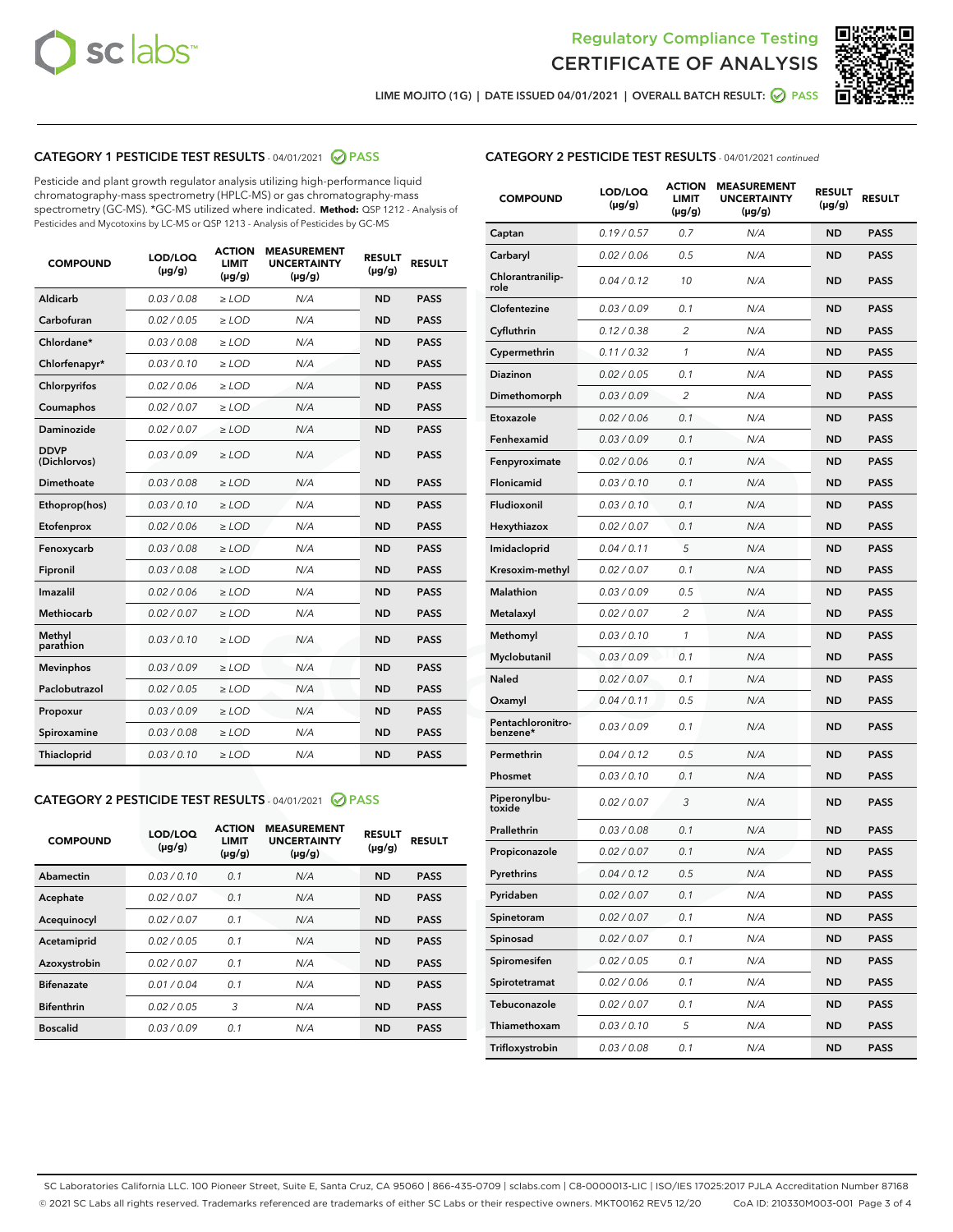Regulatory Compliance Testing
CERTIFICATE OF ANALYSIS

LIME MOJITO (1G) | DATE ISSUED 04/01/2021 | OVERALL BATCH RESULT: PASS

## CATEGORY 1 PESTICIDE TEST RESULTS - 04/01/2021 PASS

Pesticide and plant growth regulator analysis utilizing high-performance liquid chromatography-mass spectrometry (HPLC-MS) or gas chromatography-mass spectrometry (GC-MS). *GC-MS utilized where indicated. **Method:** QSP 1212 - Analysis of Pesticides and Mycotoxins by LC-MS or QSP 1213 - Analysis of Pesticides by GC-MS

| COMPOUND | LOD/LOQ (µg/g) | ACTION LIMIT (µg/g) | MEASUREMENT UNCERTAINTY (µg/g) | RESULT (µg/g) | RESULT |
|---|---|---|---|---|---|
| Aldicarb | 0.03 / 0.08 | ≥ LOD | N/A | ND | PASS |
| Carbofuran | 0.02 / 0.05 | ≥ LOD | N/A | ND | PASS |
| Chlordane* | 0.03 / 0.08 | ≥ LOD | N/A | ND | PASS |
| Chlorfenapyr* | 0.03 / 0.10 | ≥ LOD | N/A | ND | PASS |
| Chlorpyrifos | 0.02 / 0.06 | ≥ LOD | N/A | ND | PASS |
| Coumaphos | 0.02 / 0.07 | ≥ LOD | N/A | ND | PASS |
| Daminozide | 0.02 / 0.07 | ≥ LOD | N/A | ND | PASS |
| DDVP (Dichlorvos) | 0.03 / 0.09 | ≥ LOD | N/A | ND | PASS |
| Dimethoate | 0.03 / 0.08 | ≥ LOD | N/A | ND | PASS |
| Ethoprop(hos) | 0.03 / 0.10 | ≥ LOD | N/A | ND | PASS |
| Etofenprox | 0.02 / 0.06 | ≥ LOD | N/A | ND | PASS |
| Fenoxycarb | 0.03 / 0.08 | ≥ LOD | N/A | ND | PASS |
| Fipronil | 0.03 / 0.08 | ≥ LOD | N/A | ND | PASS |
| Imazalil | 0.02 / 0.06 | ≥ LOD | N/A | ND | PASS |
| Methiocarb | 0.02 / 0.07 | ≥ LOD | N/A | ND | PASS |
| Methyl parathion | 0.03 / 0.10 | ≥ LOD | N/A | ND | PASS |
| Mevinphos | 0.03 / 0.09 | ≥ LOD | N/A | ND | PASS |
| Paclobutrazol | 0.02 / 0.05 | ≥ LOD | N/A | ND | PASS |
| Propoxur | 0.03 / 0.09 | ≥ LOD | N/A | ND | PASS |
| Spiroxamine | 0.03 / 0.08 | ≥ LOD | N/A | ND | PASS |
| Thiacloprid | 0.03 / 0.10 | ≥ LOD | N/A | ND | PASS |

## CATEGORY 2 PESTICIDE TEST RESULTS - 04/01/2021 PASS

| COMPOUND | LOD/LOQ (µg/g) | ACTION LIMIT (µg/g) | MEASUREMENT UNCERTAINTY (µg/g) | RESULT (µg/g) | RESULT |
|---|---|---|---|---|---|
| Abamectin | 0.03 / 0.10 | 0.1 | N/A | ND | PASS |
| Acephate | 0.02 / 0.07 | 0.1 | N/A | ND | PASS |
| Acequinocyl | 0.02 / 0.07 | 0.1 | N/A | ND | PASS |
| Acetamiprid | 0.02 / 0.05 | 0.1 | N/A | ND | PASS |
| Azoxystrobin | 0.02 / 0.07 | 0.1 | N/A | ND | PASS |
| Bifenazate | 0.01 / 0.04 | 0.1 | N/A | ND | PASS |
| Bifenthrin | 0.02 / 0.05 | 3 | N/A | ND | PASS |
| Boscalid | 0.03 / 0.09 | 0.1 | N/A | ND | PASS |
| Captan | 0.19 / 0.57 | 0.7 | N/A | ND | PASS |
| Carbaryl | 0.02 / 0.06 | 0.5 | N/A | ND | PASS |
| Chlorantraniliprole | 0.04 / 0.12 | 10 | N/A | ND | PASS |
| Clofentezine | 0.03 / 0.09 | 0.1 | N/A | ND | PASS |
| Cyfluthrin | 0.12 / 0.38 | 2 | N/A | ND | PASS |
| Cypermethrin | 0.11 / 0.32 | 1 | N/A | ND | PASS |
| Diazinon | 0.02 / 0.05 | 0.1 | N/A | ND | PASS |
| Dimethomorph | 0.03 / 0.09 | 2 | N/A | ND | PASS |
| Etoxazole | 0.02 / 0.06 | 0.1 | N/A | ND | PASS |
| Fenhexamid | 0.03 / 0.09 | 0.1 | N/A | ND | PASS |
| Fenpyroximate | 0.02 / 0.06 | 0.1 | N/A | ND | PASS |
| Flonicamid | 0.03 / 0.10 | 0.1 | N/A | ND | PASS |
| Fludioxonil | 0.03 / 0.10 | 0.1 | N/A | ND | PASS |
| Hexythiazox | 0.02 / 0.07 | 0.1 | N/A | ND | PASS |
| Imidacloprid | 0.04 / 0.11 | 5 | N/A | ND | PASS |
| Kresoxim-methyl | 0.02 / 0.07 | 0.1 | N/A | ND | PASS |
| Malathion | 0.03 / 0.09 | 0.5 | N/A | ND | PASS |
| Metalaxyl | 0.02 / 0.07 | 2 | N/A | ND | PASS |
| Methomyl | 0.03 / 0.10 | 1 | N/A | ND | PASS |
| Myclobutanil | 0.03 / 0.09 | 0.1 | N/A | ND | PASS |
| Naled | 0.02 / 0.07 | 0.1 | N/A | ND | PASS |
| Oxamyl | 0.04 / 0.11 | 0.5 | N/A | ND | PASS |
| Pentachloronitrobenzene* | 0.03 / 0.09 | 0.1 | N/A | ND | PASS |
| Permethrin | 0.04 / 0.12 | 0.5 | N/A | ND | PASS |
| Phosmet | 0.03 / 0.10 | 0.1 | N/A | ND | PASS |
| Piperonylbutoxide | 0.02 / 0.07 | 3 | N/A | ND | PASS |
| Prallethrin | 0.03 / 0.08 | 0.1 | N/A | ND | PASS |
| Propiconazole | 0.02 / 0.07 | 0.1 | N/A | ND | PASS |
| Pyrethrins | 0.04 / 0.12 | 0.5 | N/A | ND | PASS |
| Pyridaben | 0.02 / 0.07 | 0.1 | N/A | ND | PASS |
| Spinetoram | 0.02 / 0.07 | 0.1 | N/A | ND | PASS |
| Spinosad | 0.02 / 0.07 | 0.1 | N/A | ND | PASS |
| Spiromesifen | 0.02 / 0.05 | 0.1 | N/A | ND | PASS |
| Spirotetramat | 0.02 / 0.06 | 0.1 | N/A | ND | PASS |
| Tebuconazole | 0.02 / 0.07 | 0.1 | N/A | ND | PASS |
| Thiamethoxam | 0.03 / 0.10 | 5 | N/A | ND | PASS |
| Trifloxystrobin | 0.03 / 0.08 | 0.1 | N/A | ND | PASS |

SC Laboratories California LLC. 100 Pioneer Street, Suite E, Santa Cruz, CA 95060 | 866-435-0709 | sclabs.com | C8-0000013-LIC | ISO/IES 17025:2017 PJLA Accreditation Number 87168
© 2021 SC Labs all rights reserved. Trademarks referenced are trademarks of either SC Labs or their respective owners. MKT00162 REV5 12/20 CoA ID: 210330M003-001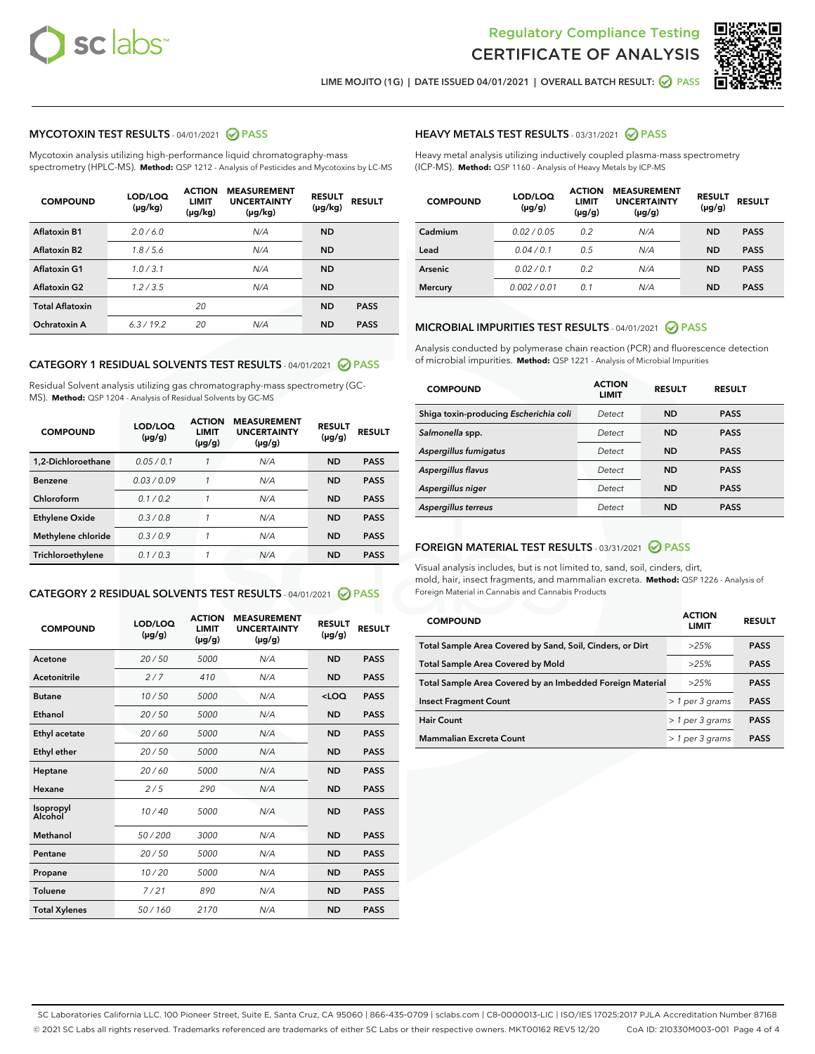Regulatory Compliance Testing
CERTIFICATE OF ANALYSIS

LIME MOJITO (1G) | DATE ISSUED 04/01/2021 | OVERALL BATCH RESULT: PASS

## MYCOTOXIN TEST RESULTS - 04/01/2021 PASS

Mycotoxin analysis utilizing high-performance liquid chromatography-mass spectrometry (HPLC-MS). **Method:** QSP 1212 - Analysis of Pesticides and Mycotoxins by LC-MS

| COMPOUND | LOD/LOQ (µg/kg) | ACTION LIMIT (µg/kg) | MEASUREMENT UNCERTAINTY (µg/kg) | RESULT (µg/kg) | RESULT |
|---|---|---|---|---|---|
| Aflatoxin B1 | 2.0 / 6.0 | | N/A | ND | |
| Aflatoxin B2 | 1.8 / 5.6 | | N/A | ND | |
| Aflatoxin G1 | 1.0 / 3.1 | | N/A | ND | |
| Aflatoxin G2 | 1.2 / 3.5 | | N/A | ND | |
| Total Aflatoxin | | 20 | | ND | PASS |
| Ochratoxin A | 6.3 / 19.2 | 20 | N/A | ND | PASS |

## CATEGORY 1 RESIDUAL SOLVENTS TEST RESULTS - 04/01/2021 PASS

Residual Solvent analysis utilizing gas chromatography-mass spectrometry (GC-MS). **Method:** QSP 1204 - Analysis of Residual Solvents by GC-MS

| COMPOUND | LOD/LOQ (µg/g) | ACTION LIMIT (µg/g) | MEASUREMENT UNCERTAINTY (µg/g) | RESULT (µg/g) | RESULT |
|---|---|---|---|---|---|
| 1,2-Dichloroethane | 0.05 / 0.1 | 1 | N/A | ND | PASS |
| Benzene | 0.03 / 0.09 | 1 | N/A | ND | PASS |
| Chloroform | 0.1 / 0.2 | 1 | N/A | ND | PASS |
| Ethylene Oxide | 0.3 / 0.8 | 1 | N/A | ND | PASS |
| Methylene chloride | 0.3 / 0.9 | 1 | N/A | ND | PASS |
| Trichloroethylene | 0.1 / 0.3 | 1 | N/A | ND | PASS |

## CATEGORY 2 RESIDUAL SOLVENTS TEST RESULTS - 04/01/2021 PASS

| COMPOUND | LOD/LOQ (µg/g) | ACTION LIMIT (µg/g) | MEASUREMENT UNCERTAINTY (µg/g) | RESULT (µg/g) | RESULT |
|---|---|---|---|---|---|
| Acetone | 20 / 50 | 5000 | N/A | ND | PASS |
| Acetonitrile | 2 / 7 | 410 | N/A | ND | PASS |
| Butane | 10 / 50 | 5000 | N/A | <LOQ | PASS |
| Ethanol | 20 / 50 | 5000 | N/A | ND | PASS |
| Ethyl acetate | 20 / 60 | 5000 | N/A | ND | PASS |
| Ethyl ether | 20 / 50 | 5000 | N/A | ND | PASS |
| Heptane | 20 / 60 | 5000 | N/A | ND | PASS |
| Hexane | 2 / 5 | 290 | N/A | ND | PASS |
| Isopropyl Alcohol | 10 / 40 | 5000 | N/A | ND | PASS |
| Methanol | 50 / 200 | 3000 | N/A | ND | PASS |
| Pentane | 20 / 50 | 5000 | N/A | ND | PASS |
| Propane | 10 / 20 | 5000 | N/A | ND | PASS |
| Toluene | 7 / 21 | 890 | N/A | ND | PASS |
| Total Xylenes | 50 / 160 | 2170 | N/A | ND | PASS |

## HEAVY METALS TEST RESULTS - 03/31/2021 PASS

Heavy metal analysis utilizing inductively coupled plasma-mass spectrometry (ICP-MS). **Method:** QSP 1160 - Analysis of Heavy Metals by ICP-MS

| COMPOUND | LOD/LOQ (µg/g) | ACTION LIMIT (µg/g) | MEASUREMENT UNCERTAINTY (µg/g) | RESULT (µg/g) | RESULT |
|---|---|---|---|---|---|
| Cadmium | 0.02 / 0.05 | 0.2 | N/A | ND | PASS |
| Lead | 0.04 / 0.1 | 0.5 | N/A | ND | PASS |
| Arsenic | 0.02 / 0.1 | 0.2 | N/A | ND | PASS |
| Mercury | 0.002 / 0.01 | 0.1 | N/A | ND | PASS |

## MICROBIAL IMPURITIES TEST RESULTS - 04/01/2021 PASS

Analysis conducted by polymerase chain reaction (PCR) and fluorescence detection of microbial impurities. **Method:** QSP 1221 - Analysis of Microbial Impurities

| COMPOUND | ACTION LIMIT | RESULT | RESULT |
|---|---|---|---|
| *Shiga toxin-producing Escherichia coli* | Detect | ND | PASS |
| *Salmonella* spp. | Detect | ND | PASS |
| *Aspergillus fumigatus* | Detect | ND | PASS |
| *Aspergillus flavus* | Detect | ND | PASS |
| *Aspergillus niger* | Detect | ND | PASS |
| *Aspergillus terreus* | Detect | ND | PASS |

## FOREIGN MATERIAL TEST RESULTS - 03/31/2021 PASS

Visual analysis includes, but is not limited to, sand, soil, cinders, dirt, mold, hair, insect fragments, and mammalian excreta. **Method:** QSP 1226 - Analysis of Foreign Material in Cannabis and Cannabis Products

| COMPOUND | ACTION LIMIT | RESULT |
|---|---|---|
| Total Sample Area Covered by Sand, Soil, Cinders, or Dirt | >25% | PASS |
| Total Sample Area Covered by Mold | >25% | PASS |
| Total Sample Area Covered by an Imbedded Foreign Material | >25% | PASS |
| Insect Fragment Count | > 1 per 3 grams | PASS |
| Hair Count | > 1 per 3 grams | PASS |
| Mammalian Excreta Count | > 1 per 3 grams | PASS |

SC Laboratories California LLC. 100 Pioneer Street, Suite E, Santa Cruz, CA 95060 | 866-435-0709 | sclabs.com | C8-0000013-LIC | ISO/IES 17025:2017 PJLA Accreditation Number 87168
© 2021 SC Labs all rights reserved. Trademarks referenced are trademarks of either SC Labs or their respective owners. MKT00162 REV5 12/20 CoA ID: 210330M003-001